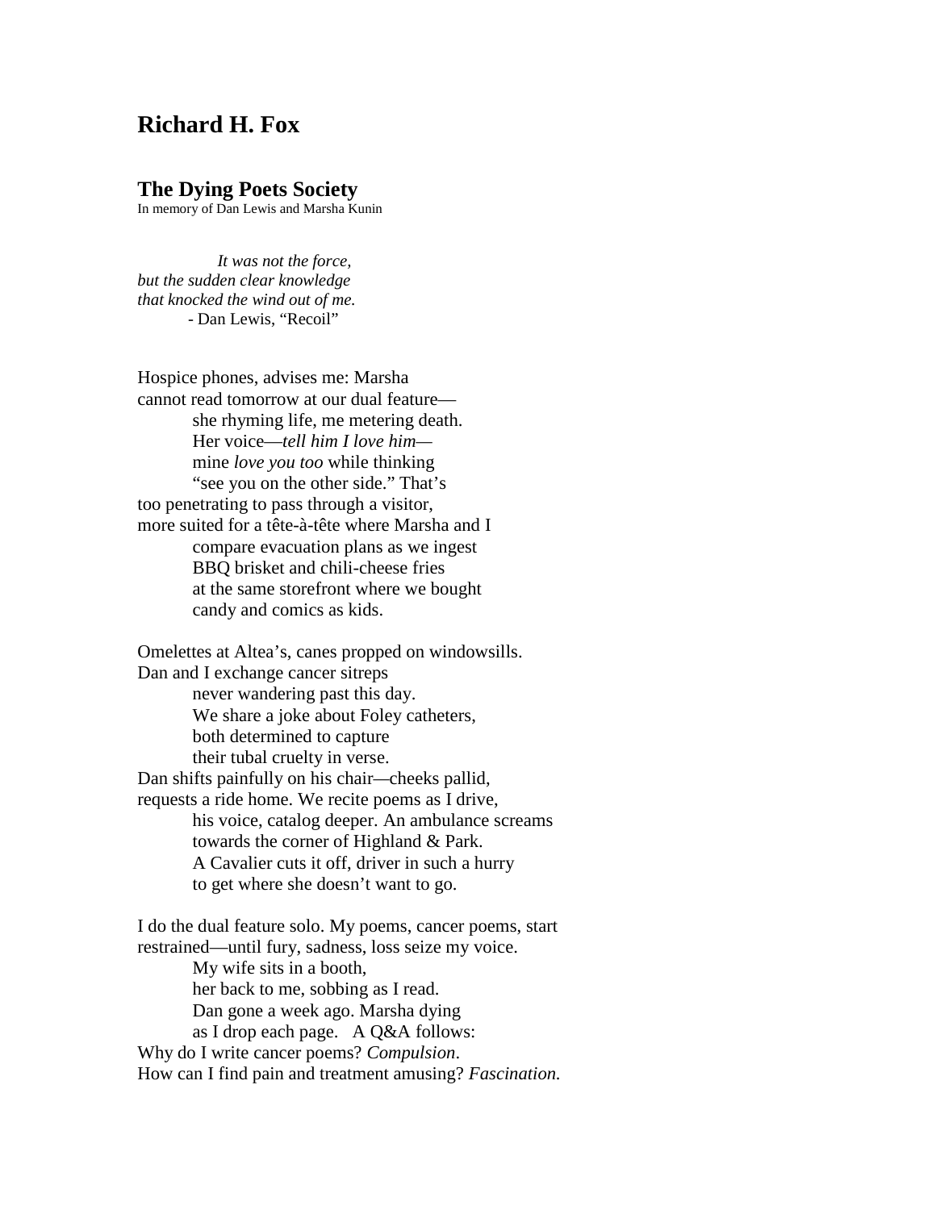# Richard H. Fox

## The Dying Poets Society

In memory of Dan Lewis and Marsha Kunin

&nbsp;&nbsp;&nbsp;&nbsp;&nbsp;&nbsp;&nbsp;&nbsp;&nbsp;&nbsp;&nbsp;&nbsp;&nbsp;&nbsp;&nbsp;&nbsp;*It was not the force,*  
*but the sudden clear knowledge*  
*that knocked the wind out of me.*  
&nbsp;&nbsp;&nbsp;&nbsp;&nbsp;&nbsp;&nbsp;&nbsp;&nbsp;&nbsp;- Dan Lewis, "Recoil"

Hospice phones, advises me: Marsha  
cannot read tomorrow at our dual feature—  
&nbsp;&nbsp;&nbsp;&nbsp;&nbsp;&nbsp;&nbsp;&nbsp;&nbsp;&nbsp;she rhyming life, me metering death.  
&nbsp;&nbsp;&nbsp;&nbsp;&nbsp;&nbsp;&nbsp;&nbsp;&nbsp;&nbsp;Her voice—*tell him I love him*—  
&nbsp;&nbsp;&nbsp;&nbsp;&nbsp;&nbsp;&nbsp;&nbsp;&nbsp;&nbsp;mine *love you too* while thinking  
&nbsp;&nbsp;&nbsp;&nbsp;&nbsp;&nbsp;&nbsp;&nbsp;&nbsp;&nbsp;"see you on the other side." That's  
too penetrating to pass through a visitor,  
more suited for a tête-à-tête where Marsha and I  
&nbsp;&nbsp;&nbsp;&nbsp;&nbsp;&nbsp;&nbsp;&nbsp;&nbsp;&nbsp;compare evacuation plans as we ingest  
&nbsp;&nbsp;&nbsp;&nbsp;&nbsp;&nbsp;&nbsp;&nbsp;&nbsp;&nbsp;BBQ brisket and chili-cheese fries  
&nbsp;&nbsp;&nbsp;&nbsp;&nbsp;&nbsp;&nbsp;&nbsp;&nbsp;&nbsp;at the same storefront where we bought  
&nbsp;&nbsp;&nbsp;&nbsp;&nbsp;&nbsp;&nbsp;&nbsp;&nbsp;&nbsp;candy and comics as kids.

Omelettes at Altea's, canes propped on windowsills.  
Dan and I exchange cancer sitreps  
&nbsp;&nbsp;&nbsp;&nbsp;&nbsp;&nbsp;&nbsp;&nbsp;&nbsp;&nbsp;never wandering past this day.  
&nbsp;&nbsp;&nbsp;&nbsp;&nbsp;&nbsp;&nbsp;&nbsp;&nbsp;&nbsp;We share a joke about Foley catheters,  
&nbsp;&nbsp;&nbsp;&nbsp;&nbsp;&nbsp;&nbsp;&nbsp;&nbsp;&nbsp;both determined to capture  
&nbsp;&nbsp;&nbsp;&nbsp;&nbsp;&nbsp;&nbsp;&nbsp;&nbsp;&nbsp;their tubal cruelty in verse.  
Dan shifts painfully on his chair—cheeks pallid,  
requests a ride home. We recite poems as I drive,  
&nbsp;&nbsp;&nbsp;&nbsp;&nbsp;&nbsp;&nbsp;&nbsp;&nbsp;&nbsp;his voice, catalog deeper. An ambulance screams  
&nbsp;&nbsp;&nbsp;&nbsp;&nbsp;&nbsp;&nbsp;&nbsp;&nbsp;&nbsp;towards the corner of Highland & Park.  
&nbsp;&nbsp;&nbsp;&nbsp;&nbsp;&nbsp;&nbsp;&nbsp;&nbsp;&nbsp;A Cavalier cuts it off, driver in such a hurry  
&nbsp;&nbsp;&nbsp;&nbsp;&nbsp;&nbsp;&nbsp;&nbsp;&nbsp;&nbsp;to get where she doesn't want to go.

I do the dual feature solo. My poems, cancer poems, start  
restrained—until fury, sadness, loss seize my voice.  
&nbsp;&nbsp;&nbsp;&nbsp;&nbsp;&nbsp;&nbsp;&nbsp;&nbsp;&nbsp;My wife sits in a booth,  
&nbsp;&nbsp;&nbsp;&nbsp;&nbsp;&nbsp;&nbsp;&nbsp;&nbsp;&nbsp;her back to me, sobbing as I read.  
&nbsp;&nbsp;&nbsp;&nbsp;&nbsp;&nbsp;&nbsp;&nbsp;&nbsp;&nbsp;Dan gone a week ago. Marsha dying  
&nbsp;&nbsp;&nbsp;&nbsp;&nbsp;&nbsp;&nbsp;&nbsp;&nbsp;&nbsp;as I drop each page. &nbsp;&nbsp;A Q&A follows:  
Why do I write cancer poems? *Compulsion*.  
How can I find pain and treatment amusing? *Fascination.*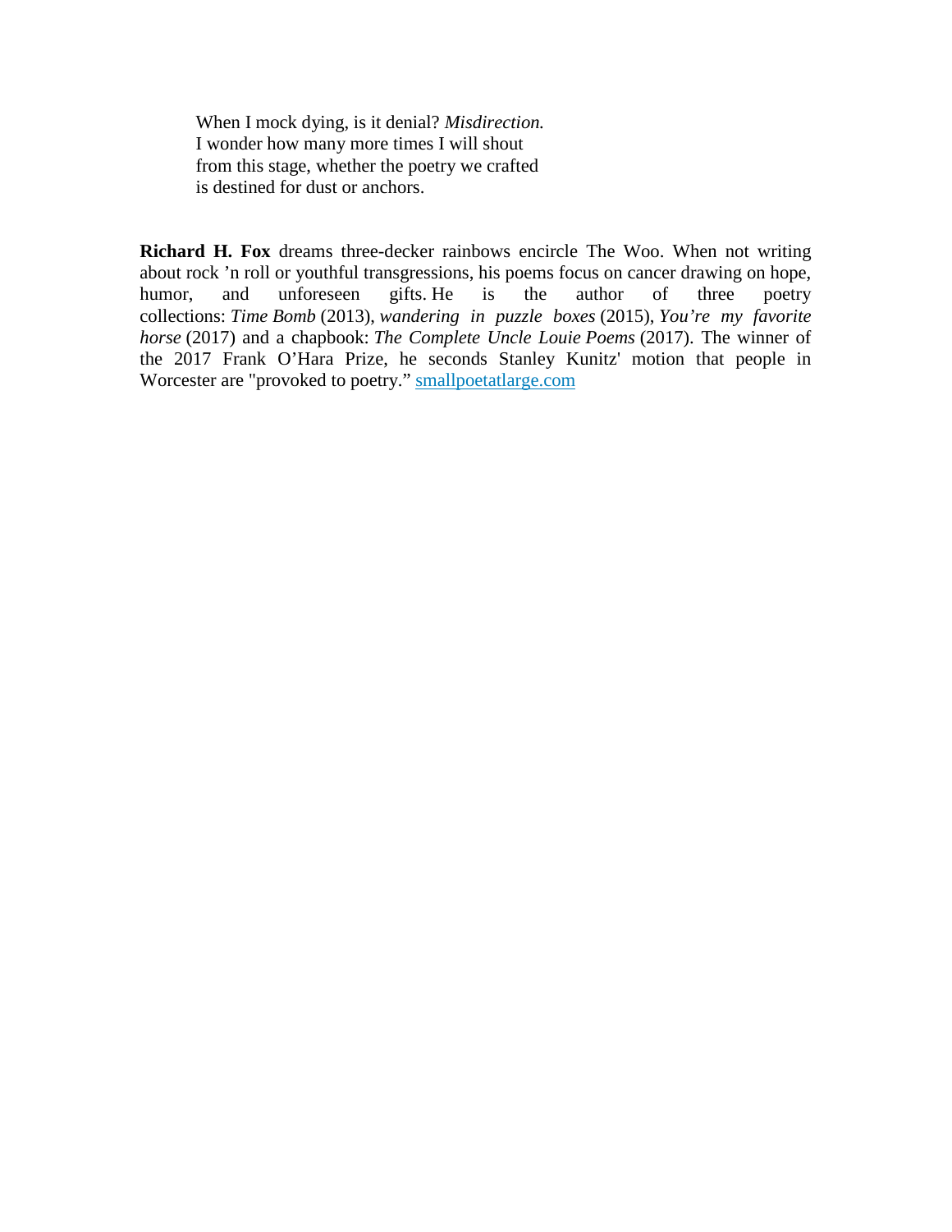When I mock dying, is it denial? *Misdirection.*  
I wonder how many more times I will shout  
from this stage, whether the poetry we crafted  
is destined for dust or anchors.

**Richard H. Fox** dreams three-decker rainbows encircle The Woo. When not writing about rock 'n roll or youthful transgressions, his poems focus on cancer drawing on hope, humor, and unforeseen gifts. He is the author of three poetry collections: *Time Bomb* (2013), *wandering in puzzle boxes* (2015), *You're my favorite horse* (2017) and a chapbook: *The Complete Uncle Louie Poems* (2017). The winner of the 2017 Frank O'Hara Prize, he seconds Stanley Kunitz' motion that people in Worcester are "provoked to poetry." [smallpoetatlarge.com](smallpoetatlarge.com)